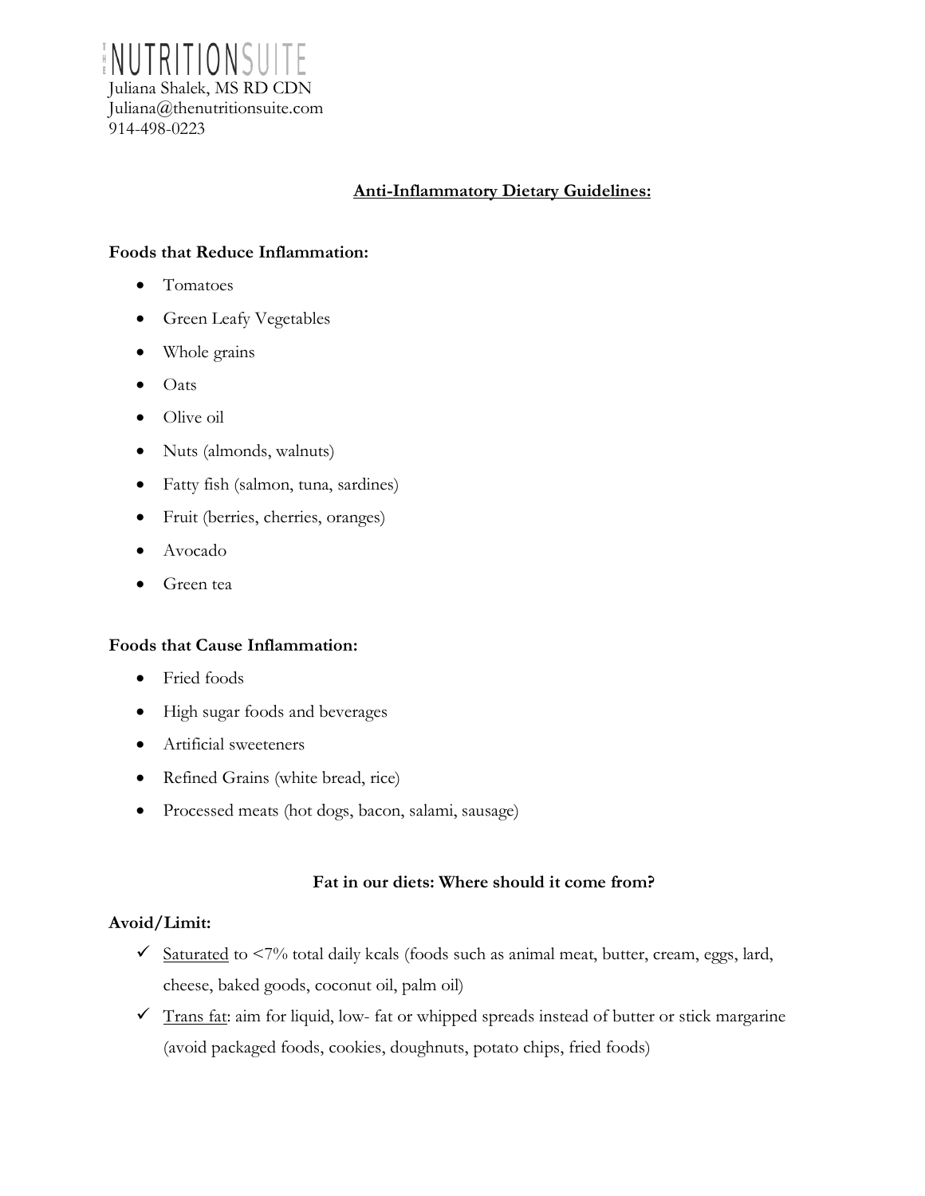THE NUTRITION SUITE
Juliana Shalek, MS RD CDN
Juliana@thenutritionsuite.com
914-498-0223

# Anti-Inflammatory Dietary Guidelines:

**Foods that Reduce Inflammation:**

- Tomatoes
- Green Leafy Vegetables
- Whole grains
- Oats
- Olive oil
- Nuts (almonds, walnuts)
- Fatty fish (salmon, tuna, sardines)
- Fruit (berries, cherries, oranges)
- Avocado
- Green tea

**Foods that Cause Inflammation:**

- Fried foods
- High sugar foods and beverages
- Artificial sweeteners
- Refined Grains (white bread, rice)
- Processed meats (hot dogs, bacon, salami, sausage)

## Fat in our diets: Where should it come from?

**Avoid/Limit:**

- ✓ Saturated to <7% total daily kcals (foods such as animal meat, butter, cream, eggs, lard, cheese, baked goods, coconut oil, palm oil)
- ✓ Trans fat: aim for liquid, low- fat or whipped spreads instead of butter or stick margarine (avoid packaged foods, cookies, doughnuts, potato chips, fried foods)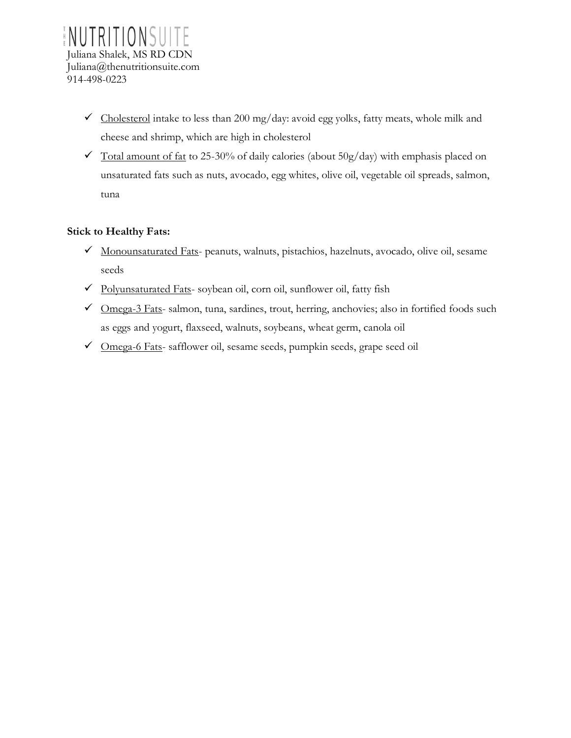THE NUTRITIONSUITE
Juliana Shalek, MS RD CDN
Juliana@thenutritionsuite.com
914-498-0223

- ✓ Cholesterol intake to less than 200 mg/day: avoid egg yolks, fatty meats, whole milk and cheese and shrimp, which are high in cholesterol
- ✓ Total amount of fat to 25-30% of daily calories (about 50g/day) with emphasis placed on unsaturated fats such as nuts, avocado, egg whites, olive oil, vegetable oil spreads, salmon, tuna

**Stick to Healthy Fats:**

- ✓ Monounsaturated Fats- peanuts, walnuts, pistachios, hazelnuts, avocado, olive oil, sesame seeds
- ✓ Polyunsaturated Fats- soybean oil, corn oil, sunflower oil, fatty fish
- ✓ Omega-3 Fats- salmon, tuna, sardines, trout, herring, anchovies; also in fortified foods such as eggs and yogurt, flaxseed, walnuts, soybeans, wheat germ, canola oil
- ✓ Omega-6 Fats- safflower oil, sesame seeds, pumpkin seeds, grape seed oil